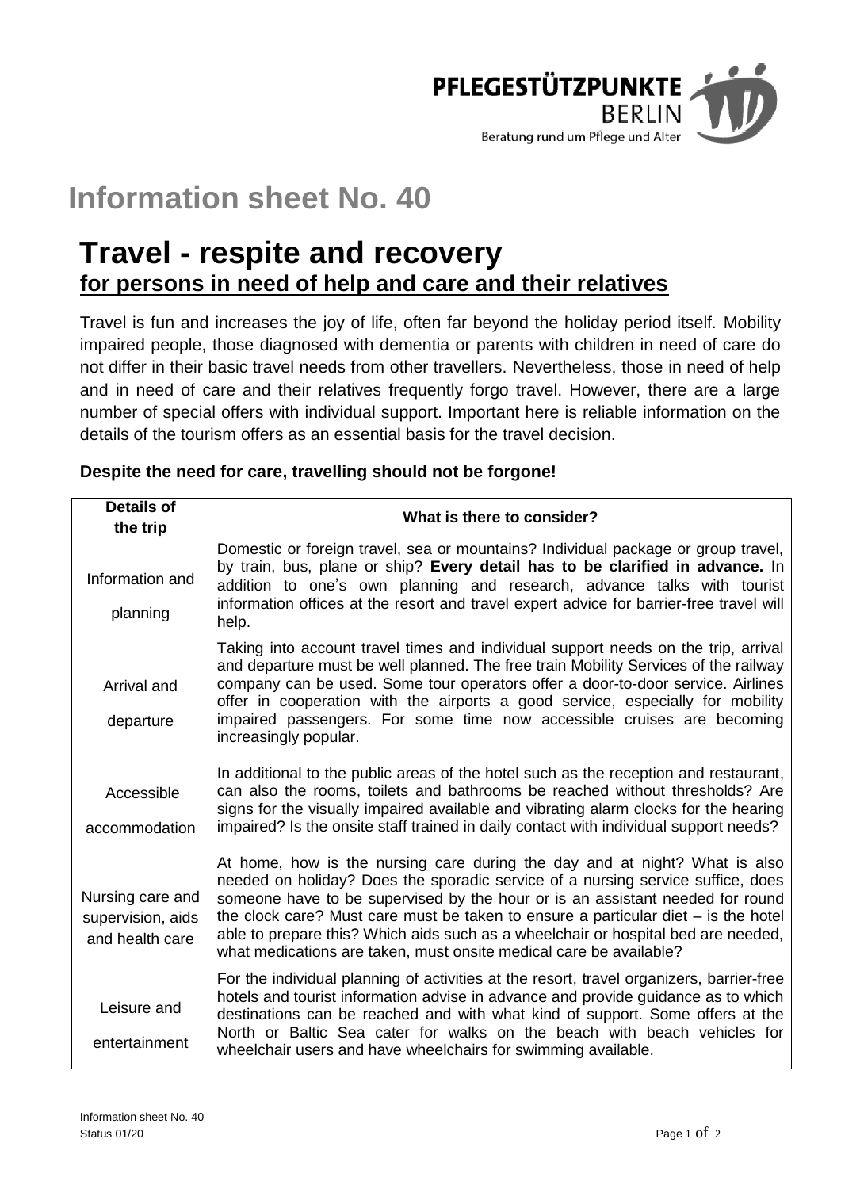PFLEGESTÜTZPUNKTE BERLIN
Beratung rund um Pflege und Alter

# Information sheet No. 40

## Travel - respite and recovery
## for persons in need of help and care and their relatives

Travel is fun and increases the joy of life, often far beyond the holiday period itself. Mobility impaired people, those diagnosed with dementia or parents with children in need of care do not differ in their basic travel needs from other travellers. Nevertheless, those in need of help and in need of care and their relatives frequently forgo travel. However, there are a large number of special offers with individual support. Important here is reliable information on the details of the tourism offers as an essential basis for the travel decision.

**Despite the need for care, travelling should not be forgone!**

| Details of the trip | What is there to consider? |
|---|---|
| Information and planning | Domestic or foreign travel, sea or mountains? Individual package or group travel, by train, bus, plane or ship? **Every detail has to be clarified in advance.** In addition to one's own planning and research, advance talks with tourist information offices at the resort and travel expert advice for barrier-free travel will help. |
| Arrival and departure | Taking into account travel times and individual support needs on the trip, arrival and departure must be well planned. The free train Mobility Services of the railway company can be used. Some tour operators offer a door-to-door service. Airlines offer in cooperation with the airports a good service, especially for mobility impaired passengers. For some time now accessible cruises are becoming increasingly popular. |
| Accessible accommodation | In additional to the public areas of the hotel such as the reception and restaurant, can also the rooms, toilets and bathrooms be reached without thresholds? Are signs for the visually impaired available and vibrating alarm clocks for the hearing impaired? Is the onsite staff trained in daily contact with individual support needs? |
| Nursing care and supervision, aids and health care | At home, how is the nursing care during the day and at night? What is also needed on holiday? Does the sporadic service of a nursing service suffice, does someone have to be supervised by the hour or is an assistant needed for round the clock care? Must care must be taken to ensure a particular diet – is the hotel able to prepare this? Which aids such as a wheelchair or hospital bed are needed, what medications are taken, must onsite medical care be available? |
| Leisure and entertainment | For the individual planning of activities at the resort, travel organizers, barrier-free hotels and tourist information advise in advance and provide guidance as to which destinations can be reached and with what kind of support. Some offers at the North or Baltic Sea cater for walks on the beach with beach vehicles for wheelchair users and have wheelchairs for swimming available. |

Information sheet No. 40
Status 01/20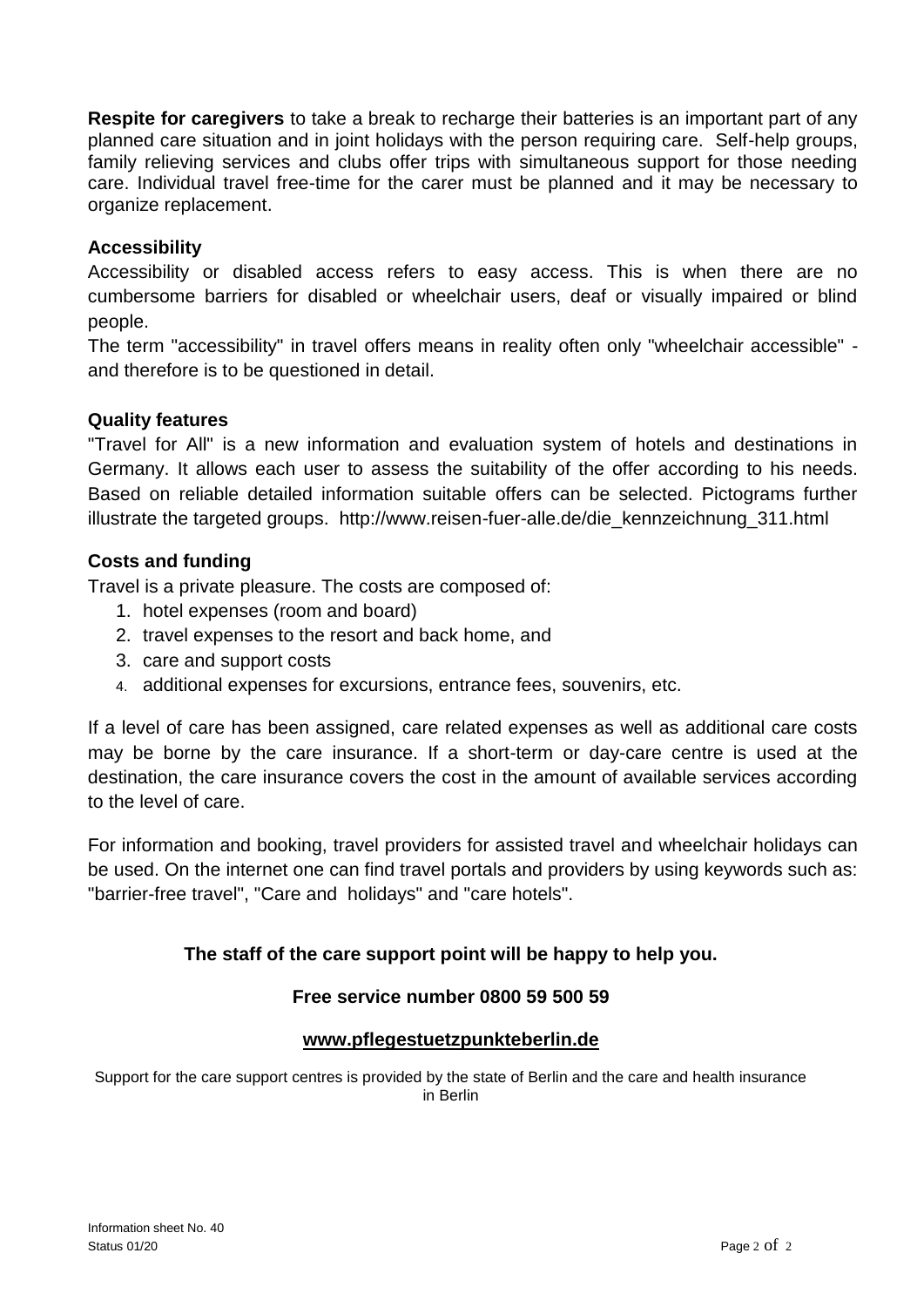**Respite for caregivers** to take a break to recharge their batteries is an important part of any planned care situation and in joint holidays with the person requiring care. Self-help groups, family relieving services and clubs offer trips with simultaneous support for those needing care. Individual travel free-time for the carer must be planned and it may be necessary to organize replacement.

### Accessibility

Accessibility or disabled access refers to easy access. This is when there are no cumbersome barriers for disabled or wheelchair users, deaf or visually impaired or blind people.

The term "accessibility" in travel offers means in reality often only "wheelchair accessible" - and therefore is to be questioned in detail.

### Quality features

"Travel for All" is a new information and evaluation system of hotels and destinations in Germany. It allows each user to assess the suitability of the offer according to his needs. Based on reliable detailed information suitable offers can be selected. Pictograms further illustrate the targeted groups. http://www.reisen-fuer-alle.de/die_kennzeichnung_311.html

### Costs and funding

Travel is a private pleasure. The costs are composed of:

1. hotel expenses (room and board)
2. travel expenses to the resort and back home, and
3. care and support costs
4. additional expenses for excursions, entrance fees, souvenirs, etc.

If a level of care has been assigned, care related expenses as well as additional care costs may be borne by the care insurance. If a short-term or day-care centre is used at the destination, the care insurance covers the cost in the amount of available services according to the level of care.

For information and booking, travel providers for assisted travel and wheelchair holidays can be used. On the internet one can find travel portals and providers by using keywords such as: "barrier-free travel", "Care and holidays" and "care hotels".

**The staff of the care support point will be happy to help you.**

**Free service number 0800 59 500 59**

**www.pflegestuetzpunkteberlin.de**

Support for the care support centres is provided by the state of Berlin and the care and health insurance in Berlin

Information sheet No. 40
Status 01/20